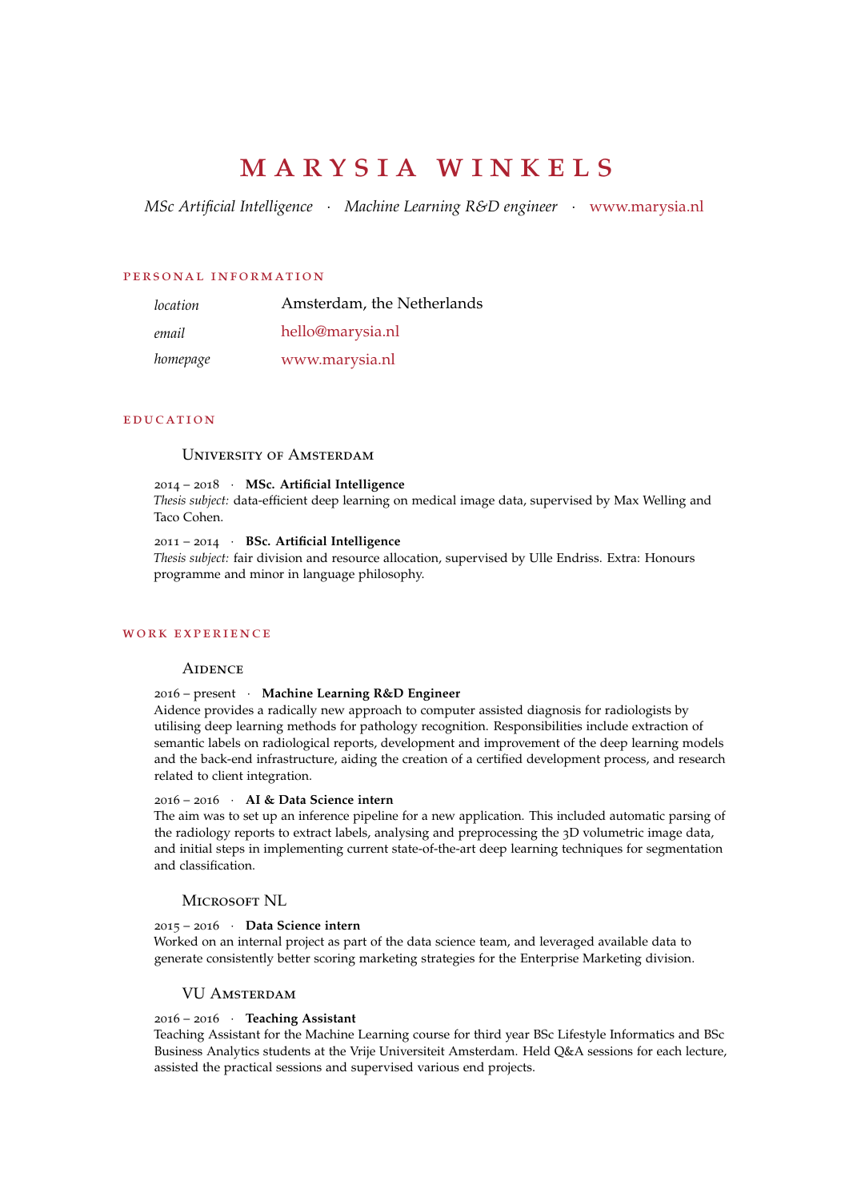# Marysia Winkels

*MSc Artificial Intelligence* · *Machine Learning R&D engineer* · www.marysia.nl

## Personal Information

| | |
|---|---|
| *location* | Amsterdam, the Netherlands |
| *email* | hello@marysia.nl |
| *homepage* | www.marysia.nl |

## Education

### University of Amsterdam

2014 – 2018 · **MSc. Artificial Intelligence**
*Thesis subject:* data-efficient deep learning on medical image data, supervised by Max Welling and Taco Cohen.

2011 – 2014 · **BSc. Artificial Intelligence**
*Thesis subject:* fair division and resource allocation, supervised by Ulle Endriss. Extra: Honours programme and minor in language philosophy.

## Work Experience

### Aidence

2016 – present · **Machine Learning R&D Engineer**
Aidence provides a radically new approach to computer assisted diagnosis for radiologists by utilising deep learning methods for pathology recognition. Responsibilities include extraction of semantic labels on radiological reports, development and improvement of the deep learning models and the back-end infrastructure, aiding the creation of a certified development process, and research related to client integration.

2016 – 2016 · **AI & Data Science intern**
The aim was to set up an inference pipeline for a new application. This included automatic parsing of the radiology reports to extract labels, analysing and preprocessing the 3D volumetric image data, and initial steps in implementing current state-of-the-art deep learning techniques for segmentation and classification.

### Microsoft NL

2015 – 2016 · **Data Science intern**
Worked on an internal project as part of the data science team, and leveraged available data to generate consistently better scoring marketing strategies for the Enterprise Marketing division.

### VU Amsterdam

2016 – 2016 · **Teaching Assistant**
Teaching Assistant for the Machine Learning course for third year BSc Lifestyle Informatics and BSc Business Analytics students at the Vrije Universiteit Amsterdam. Held Q&A sessions for each lecture, assisted the practical sessions and supervised various end projects.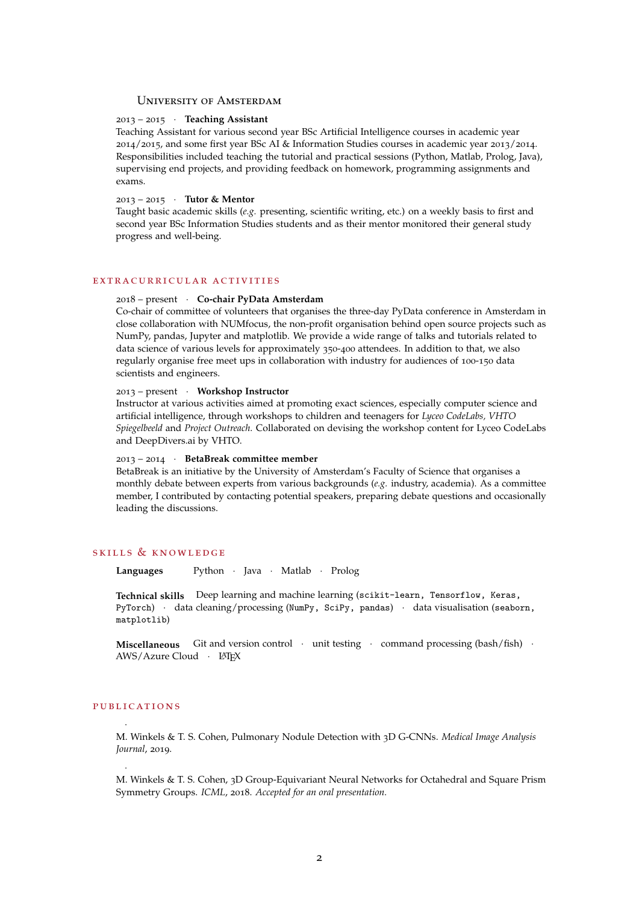### University of Amsterdam

2013 – 2015 · **Teaching Assistant**
Teaching Assistant for various second year BSc Artificial Intelligence courses in academic year 2014/2015, and some first year BSc AI & Information Studies courses in academic year 2013/2014. Responsibilities included teaching the tutorial and practical sessions (Python, Matlab, Prolog, Java), supervising end projects, and providing feedback on homework, programming assignments and exams.

2013 – 2015 · **Tutor & Mentor**
Taught basic academic skills (*e.g.* presenting, scientific writing, etc.) on a weekly basis to first and second year BSc Information Studies students and as their mentor monitored their general study progress and well-being.

## Extracurricular Activities

2018 – present · **Co-chair PyData Amsterdam**
Co-chair of committee of volunteers that organises the three-day PyData conference in Amsterdam in close collaboration with NUMfocus, the non-profit organisation behind open source projects such as NumPy, pandas, Jupyter and matplotlib. We provide a wide range of talks and tutorials related to data science of various levels for approximately 350-400 attendees. In addition to that, we also regularly organise free meet ups in collaboration with industry for audiences of 100-150 data scientists and engineers.

2013 – present · **Workshop Instructor**
Instructor at various activities aimed at promoting exact sciences, especially computer science and artificial intelligence, through workshops to children and teenagers for *Lyceo CodeLabs, VHTO Spiegelbeeld* and *Project Outreach.* Collaborated on devising the workshop content for Lyceo CodeLabs and DeepDivers.ai by VHTO.

2013 – 2014 · **BetaBreak committee member**
BetaBreak is an initiative by the University of Amsterdam's Faculty of Science that organises a monthly debate between experts from various backgrounds (*e.g.* industry, academia). As a committee member, I contributed by contacting potential speakers, preparing debate questions and occasionally leading the discussions.

## Skills & Knowledge

**Languages** Python · Java · Matlab · Prolog

**Technical skills** Deep learning and machine learning (`scikit-learn`, `Tensorflow`, `Keras`, `PyTorch`) · data cleaning/processing (`NumPy`, `SciPy`, `pandas`) · data visualisation (`seaborn`, `matplotlib`)

**Miscellaneous** Git and version control · unit testing · command processing (bash/fish) · AWS/Azure Cloud · LaTeX

## Publications

M. Winkels & T. S. Cohen, Pulmonary Nodule Detection with 3D G-CNNs. *Medical Image Analysis Journal*, 2019.

M. Winkels & T. S. Cohen, 3D Group-Equivariant Neural Networks for Octahedral and Square Prism Symmetry Groups. *ICML*, 2018. *Accepted for an oral presentation.*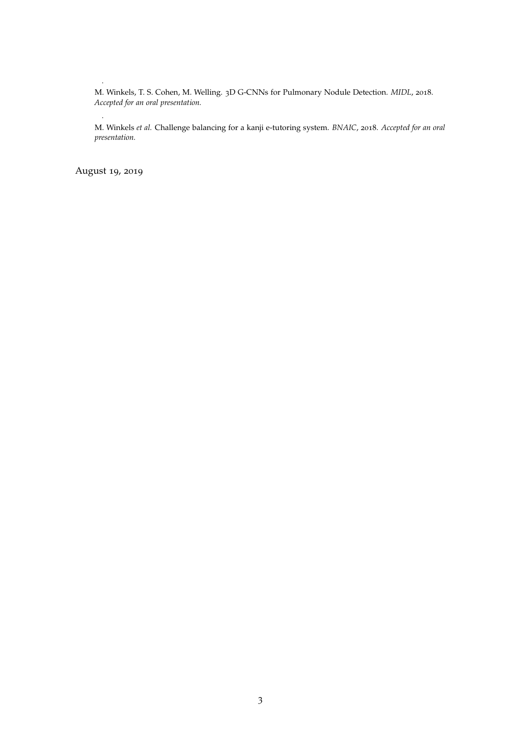.

M. Winkels, T. S. Cohen, M. Welling. 3D G-CNNs for Pulmonary Nodule Detection. *MIDL*, 2018. *Accepted for an oral presentation.*

.

M. Winkels *et al.* Challenge balancing for a kanji e-tutoring system. *BNAIC*, 2018. *Accepted for an oral presentation.*

August 19, 2019